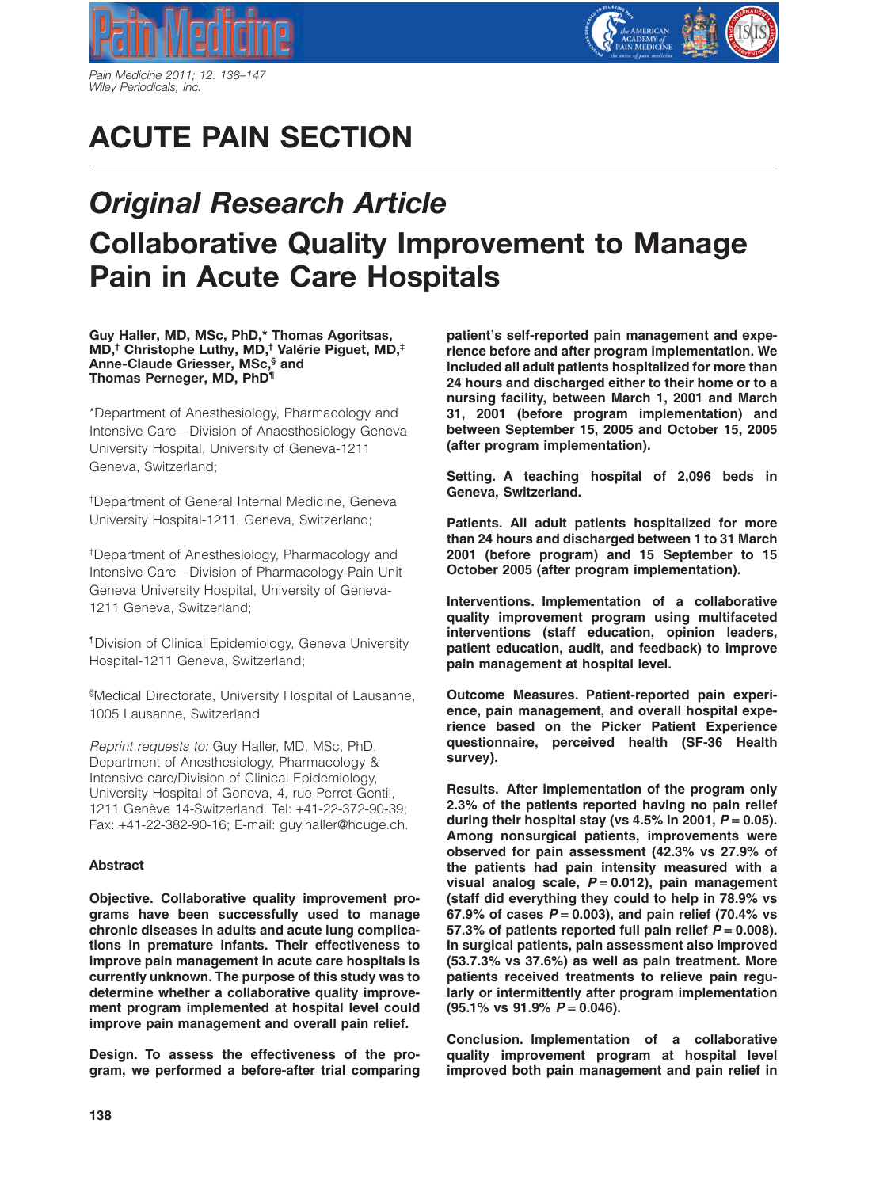# ACUTE PAIN SECTION

## *Original Research Article*

# Collaborative Quality Improvement to Manage Pain in Acute Care Hospitals

**Guy Haller, MD, MSc, PhD,* Thomas Agoritsas, MD,† Christophe Luthy, MD,† Valérie Piguet, MD,‡ Anne-Claude Griesser, MSc,§ and Thomas Perneger, MD, PhD¶**

*Department of Anesthesiology, Pharmacology and Intensive Care—Division of Anaesthesiology Geneva University Hospital, University of Geneva-1211 Geneva, Switzerland;

†Department of General Internal Medicine, Geneva University Hospital-1211, Geneva, Switzerland;

‡Department of Anesthesiology, Pharmacology and Intensive Care—Division of Pharmacology-Pain Unit Geneva University Hospital, University of Geneva-1211 Geneva, Switzerland;

¶Division of Clinical Epidemiology, Geneva University Hospital-1211 Geneva, Switzerland;

§Medical Directorate, University Hospital of Lausanne, 1005 Lausanne, Switzerland

*Reprint requests to:* Guy Haller, MD, MSc, PhD, Department of Anesthesiology, Pharmacology & Intensive care/Division of Clinical Epidemiology, University Hospital of Geneva, 4, rue Perret-Gentil, 1211 Genève 14-Switzerland. Tel: +41-22-372-90-39; Fax: +41-22-382-90-16; E-mail: guy.haller@hcuge.ch.

### Abstract

**Objective. Collaborative quality improvement programs have been successfully used to manage chronic diseases in adults and acute lung complications in premature infants. Their effectiveness to improve pain management in acute care hospitals is currently unknown. The purpose of this study was to determine whether a collaborative quality improvement program implemented at hospital level could improve pain management and overall pain relief.**

**Design. To assess the effectiveness of the program, we performed a before-after trial comparing patient's self-reported pain management and experience before and after program implementation. We included all adult patients hospitalized for more than 24 hours and discharged either to their home or to a nursing facility, between March 1, 2001 and March 31, 2001 (before program implementation) and between September 15, 2005 and October 15, 2005 (after program implementation).**

**Setting. A teaching hospital of 2,096 beds in Geneva, Switzerland.**

**Patients. All adult patients hospitalized for more than 24 hours and discharged between 1 to 31 March 2001 (before program) and 15 September to 15 October 2005 (after program implementation).**

**Interventions. Implementation of a collaborative quality improvement program using multifaceted interventions (staff education, opinion leaders, patient education, audit, and feedback) to improve pain management at hospital level.**

**Outcome Measures. Patient-reported pain experience, pain management, and overall hospital experience based on the Picker Patient Experience questionnaire, perceived health (SF-36 Health survey).**

**Results. After implementation of the program only 2.3% of the patients reported having no pain relief during their hospital stay (vs 4.5% in 2001, $P = 0.05$). Among nonsurgical patients, improvements were observed for pain assessment (42.3% vs 27.9% of the patients had pain intensity measured with a visual analog scale, $P = 0.012$), pain management (staff did everything they could to help in 78.9% vs 67.9% of cases $P = 0.003$), and pain relief (70.4% vs 57.3% of patients reported full pain relief $P = 0.008$). In surgical patients, pain assessment also improved (53.7.3% vs 37.6%) as well as pain treatment. More patients received treatments to relieve pain regularly or intermittently after program implementation (95.1% vs 91.9% $P = 0.046$).**

**Conclusion. Implementation of a collaborative quality improvement program at hospital level improved both pain management and pain relief in**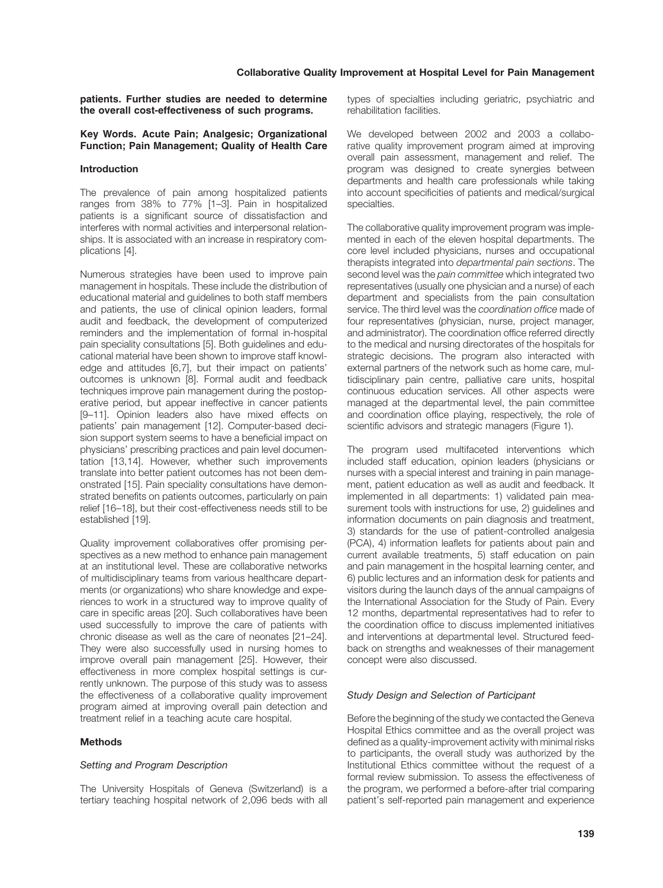**patients. Further studies are needed to determine the overall cost-effectiveness of such programs.**

**Key Words. Acute Pain; Analgesic; Organizational Function; Pain Management; Quality of Health Care**

## Introduction

The prevalence of pain among hospitalized patients ranges from 38% to 77% [1–3]. Pain in hospitalized patients is a significant source of dissatisfaction and interferes with normal activities and interpersonal relationships. It is associated with an increase in respiratory complications [4].

Numerous strategies have been used to improve pain management in hospitals. These include the distribution of educational material and guidelines to both staff members and patients, the use of clinical opinion leaders, formal audit and feedback, the development of computerized reminders and the implementation of formal in-hospital pain speciality consultations [5]. Both guidelines and educational material have been shown to improve staff knowledge and attitudes [6,7], but their impact on patients' outcomes is unknown [8]. Formal audit and feedback techniques improve pain management during the postoperative period, but appear ineffective in cancer patients [9–11]. Opinion leaders also have mixed effects on patients' pain management [12]. Computer-based decision support system seems to have a beneficial impact on physicians' prescribing practices and pain level documentation [13,14]. However, whether such improvements translate into better patient outcomes has not been demonstrated [15]. Pain speciality consultations have demonstrated benefits on patients outcomes, particularly on pain relief [16–18], but their cost-effectiveness needs still to be established [19].

Quality improvement collaboratives offer promising perspectives as a new method to enhance pain management at an institutional level. These are collaborative networks of multidisciplinary teams from various healthcare departments (or organizations) who share knowledge and experiences to work in a structured way to improve quality of care in specific areas [20]. Such collaboratives have been used successfully to improve the care of patients with chronic disease as well as the care of neonates [21–24]. They were also successfully used in nursing homes to improve overall pain management [25]. However, their effectiveness in more complex hospital settings is currently unknown. The purpose of this study was to assess the effectiveness of a collaborative quality improvement program aimed at improving overall pain detection and treatment relief in a teaching acute care hospital.

## Methods

### Setting and Program Description

The University Hospitals of Geneva (Switzerland) is a tertiary teaching hospital network of 2,096 beds with all types of specialties including geriatric, psychiatric and rehabilitation facilities.

We developed between 2002 and 2003 a collaborative quality improvement program aimed at improving overall pain assessment, management and relief. The program was designed to create synergies between departments and health care professionals while taking into account specificities of patients and medical/surgical specialties.

The collaborative quality improvement program was implemented in each of the eleven hospital departments. The core level included physicians, nurses and occupational therapists integrated into *departmental pain sections*. The second level was the *pain committee* which integrated two representatives (usually one physician and a nurse) of each department and specialists from the pain consultation service. The third level was the *coordination office* made of four representatives (physician, nurse, project manager, and administrator). The coordination office referred directly to the medical and nursing directorates of the hospitals for strategic decisions. The program also interacted with external partners of the network such as home care, multidisciplinary pain centre, palliative care units, hospital continuous education services. All other aspects were managed at the departmental level, the pain committee and coordination office playing, respectively, the role of scientific advisors and strategic managers (Figure 1).

The program used multifaceted interventions which included staff education, opinion leaders (physicians or nurses with a special interest and training in pain management, patient education as well as audit and feedback. It implemented in all departments: 1) validated pain measurement tools with instructions for use, 2) guidelines and information documents on pain diagnosis and treatment, 3) standards for the use of patient-controlled analgesia (PCA), 4) information leaflets for patients about pain and current available treatments, 5) staff education on pain and pain management in the hospital learning center, and 6) public lectures and an information desk for patients and visitors during the launch days of the annual campaigns of the International Association for the Study of Pain. Every 12 months, departmental representatives had to refer to the coordination office to discuss implemented initiatives and interventions at departmental level. Structured feedback on strengths and weaknesses of their management concept were also discussed.

### Study Design and Selection of Participant

Before the beginning of the study we contacted the Geneva Hospital Ethics committee and as the overall project was defined as a quality-improvement activity with minimal risks to participants, the overall study was authorized by the Institutional Ethics committee without the request of a formal review submission. To assess the effectiveness of the program, we performed a before-after trial comparing patient's self-reported pain management and experience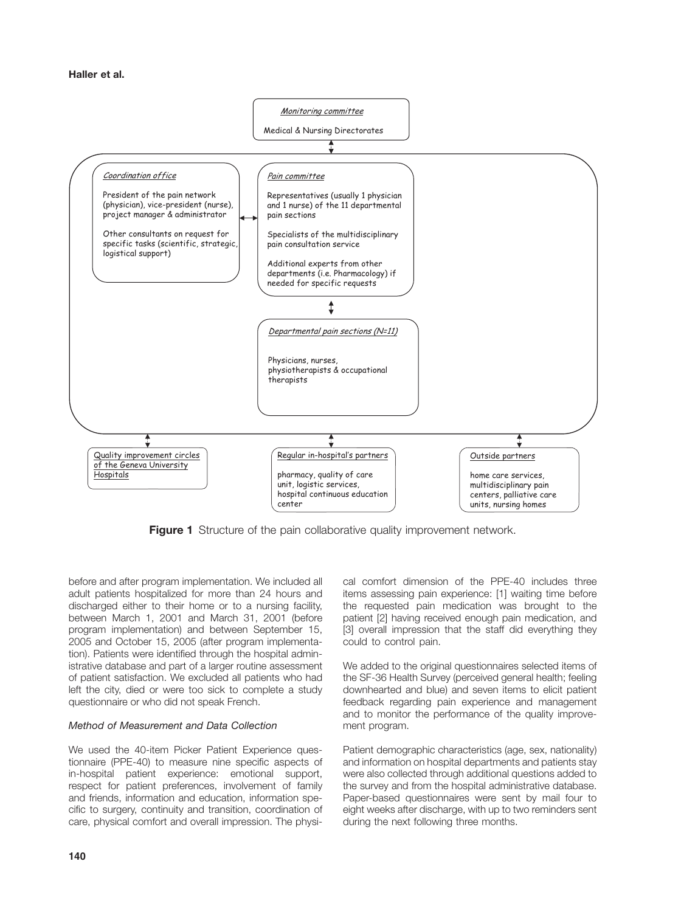**Monitoring committee**

Medical & Nursing Directorates

**Coordination office**

President of the pain network (physician), vice-president (nurse), project manager & administrator

Other consultants on request for specific tasks (scientific, strategic, logistical support)

**Pain committee**

Representatives (usually 1 physician and 1 nurse) of the 11 departmental pain sections

Specialists of the multidisciplinary pain consultation service

Additional experts from other departments (i.e. Pharmacology) if needed for specific requests

**Departmental pain sections (N=11)**

Physicians, nurses, physiotherapists & occupational therapists

**Quality improvement circles of the Geneva University Hospitals**

**Regular in-hospital's partners**

pharmacy, quality of care unit, logistic services, hospital continuous education center

**Outside partners**

home care services, multidisciplinary pain centers, palliative care units, nursing homes

**Figure 1** Structure of the pain collaborative quality improvement network.

before and after program implementation. We included all adult patients hospitalized for more than 24 hours and discharged either to their home or to a nursing facility, between March 1, 2001 and March 31, 2001 (before program implementation) and between September 15, 2005 and October 15, 2005 (after program implementation). Patients were identified through the hospital administrative database and part of a larger routine assessment of patient satisfaction. We excluded all patients who had left the city, died or were too sick to complete a study questionnaire or who did not speak French.

### *Method of Measurement and Data Collection*

We used the 40-item Picker Patient Experience questionnaire (PPE-40) to measure nine specific aspects of in-hospital patient experience: emotional support, respect for patient preferences, involvement of family and friends, information and education, information specific to surgery, continuity and transition, coordination of care, physical comfort and overall impression. The physical comfort dimension of the PPE-40 includes three items assessing pain experience: [1] waiting time before the requested pain medication was brought to the patient [2] having received enough pain medication, and [3] overall impression that the staff did everything they could to control pain.

We added to the original questionnaires selected items of the SF-36 Health Survey (perceived general health; feeling downhearted and blue) and seven items to elicit patient feedback regarding pain experience and management and to monitor the performance of the quality improvement program.

Patient demographic characteristics (age, sex, nationality) and information on hospital departments and patients stay were also collected through additional questions added to the survey and from the hospital administrative database. Paper-based questionnaires were sent by mail four to eight weeks after discharge, with up to two reminders sent during the next following three months.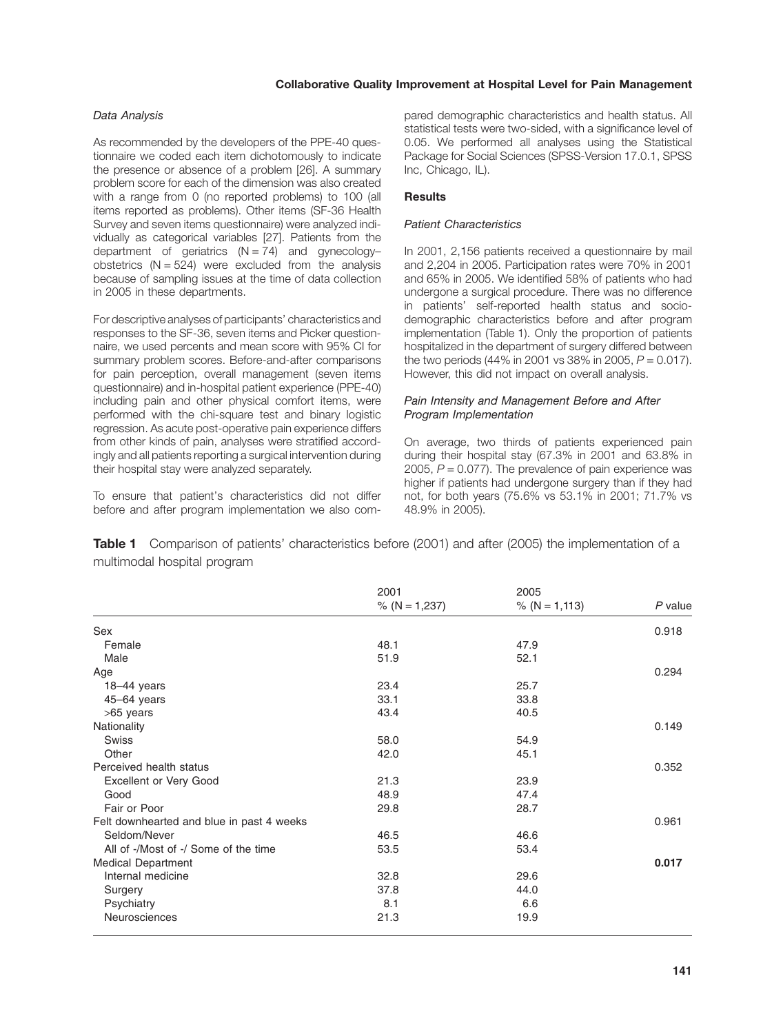### Data Analysis

As recommended by the developers of the PPE-40 questionnaire we coded each item dichotomously to indicate the presence or absence of a problem [26]. A summary problem score for each of the dimension was also created with a range from 0 (no reported problems) to 100 (all items reported as problems). Other items (SF-36 Health Survey and seven items questionnaire) were analyzed individually as categorical variables [27]. Patients from the department of geriatrics (N = 74) and gynecology–obstetrics (N = 524) were excluded from the analysis because of sampling issues at the time of data collection in 2005 in these departments.

For descriptive analyses of participants' characteristics and responses to the SF-36, seven items and Picker questionnaire, we used percents and mean score with 95% CI for summary problem scores. Before-and-after comparisons for pain perception, overall management (seven items questionnaire) and in-hospital patient experience (PPE-40) including pain and other physical comfort items, were performed with the chi-square test and binary logistic regression. As acute post-operative pain experience differs from other kinds of pain, analyses were stratified accordingly and all patients reporting a surgical intervention during their hospital stay were analyzed separately.

To ensure that patient's characteristics did not differ before and after program implementation we also compared demographic characteristics and health status. All statistical tests were two-sided, with a significance level of 0.05. We performed all analyses using the Statistical Package for Social Sciences (SPSS-Version 17.0.1, SPSS Inc, Chicago, IL).

## Results

### Patient Characteristics

In 2001, 2,156 patients received a questionnaire by mail and 2,204 in 2005. Participation rates were 70% in 2001 and 65% in 2005. We identified 58% of patients who had undergone a surgical procedure. There was no difference in patients' self-reported health status and socio-demographic characteristics before and after program implementation (Table 1). Only the proportion of patients hospitalized in the department of surgery differed between the two periods (44% in 2001 vs 38% in 2005, $P = 0.017$). However, this did not impact on overall analysis.

### Pain Intensity and Management Before and After Program Implementation

On average, two thirds of patients experienced pain during their hospital stay (67.3% in 2001 and 63.8% in 2005, $P = 0.077$). The prevalence of pain experience was higher if patients had undergone surgery than if they had not, for both years (75.6% vs 53.1% in 2001; 71.7% vs 48.9% in 2005).

**Table 1** Comparison of patients' characteristics before (2001) and after (2005) the implementation of a multimodal hospital program

| | 2001 % (N = 1,237) | 2005 % (N = 1,113) | *P* value |
|---|---|---|---|
| Sex | | | 0.918 |
| Female | 48.1 | 47.9 | |
| Male | 51.9 | 52.1 | |
| Age | | | 0.294 |
| 18–44 years | 23.4 | 25.7 | |
| 45–64 years | 33.1 | 33.8 | |
| >65 years | 43.4 | 40.5 | |
| Nationality | | | 0.149 |
| Swiss | 58.0 | 54.9 | |
| Other | 42.0 | 45.1 | |
| Perceived health status | | | 0.352 |
| Excellent or Very Good | 21.3 | 23.9 | |
| Good | 48.9 | 47.4 | |
| Fair or Poor | 29.8 | 28.7 | |
| Felt downhearted and blue in past 4 weeks | | | 0.961 |
| Seldom/Never | 46.5 | 46.6 | |
| All of -/Most of -/ Some of the time | 53.5 | 53.4 | |
| Medical Department | | | **0.017** |
| Internal medicine | 32.8 | 29.6 | |
| Surgery | 37.8 | 44.0 | |
| Psychiatry | 8.1 | 6.6 | |
| Neurosciences | 21.3 | 19.9 | |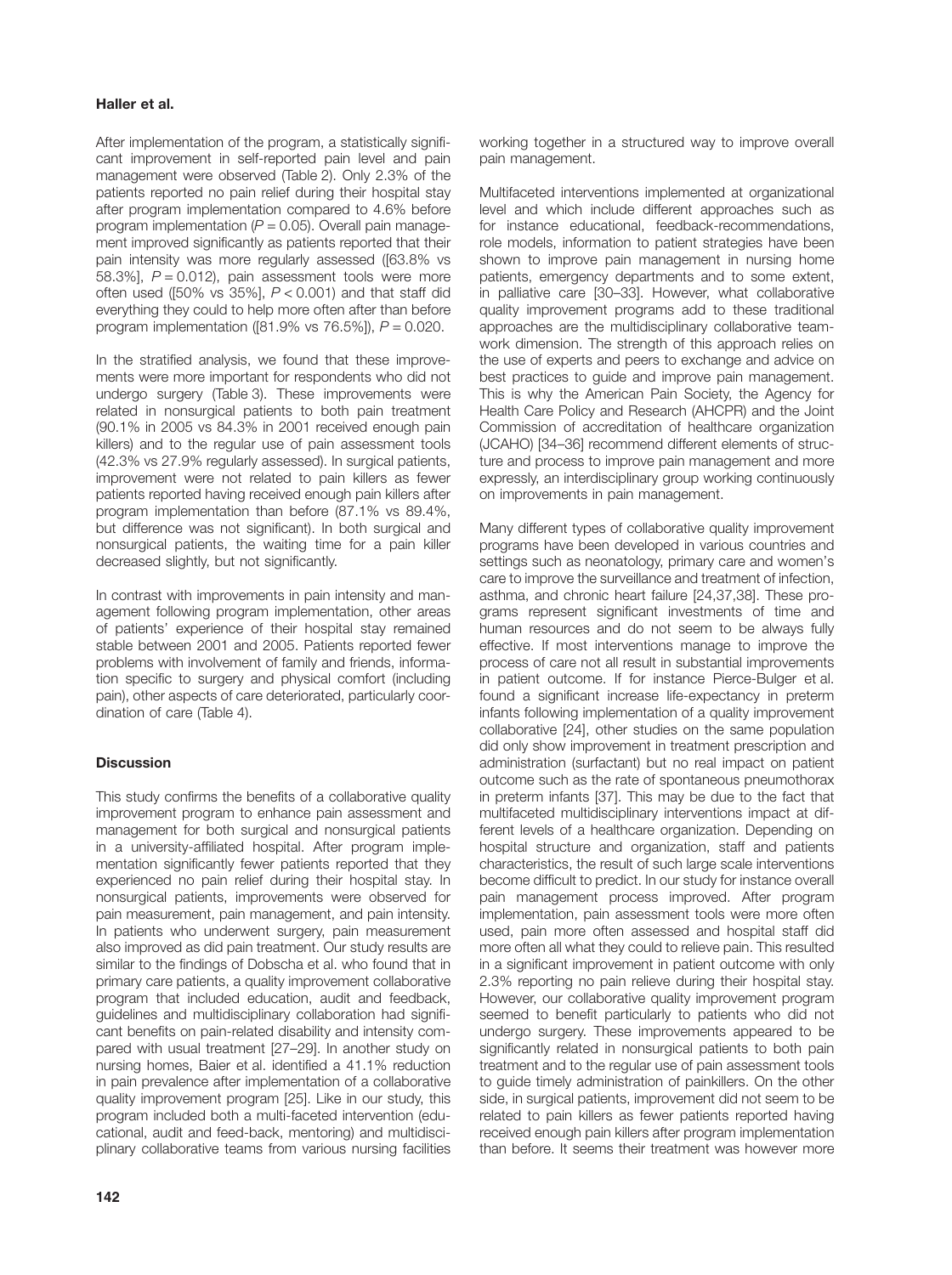After implementation of the program, a statistically significant improvement in self-reported pain level and pain management were observed (Table 2). Only 2.3% of the patients reported no pain relief during their hospital stay after program implementation compared to 4.6% before program implementation ($P = 0.05$). Overall pain management improved significantly as patients reported that their pain intensity was more regularly assessed ([63.8% vs 58.3%], $P = 0.012$), pain assessment tools were more often used ([50% vs 35%], $P < 0.001$) and that staff did everything they could to help more often after than before program implementation ([81.9% vs 76.5%]), $P = 0.020$.

In the stratified analysis, we found that these improvements were more important for respondents who did not undergo surgery (Table 3). These improvements were related in nonsurgical patients to both pain treatment (90.1% in 2005 vs 84.3% in 2001 received enough pain killers) and to the regular use of pain assessment tools (42.3% vs 27.9% regularly assessed). In surgical patients, improvement were not related to pain killers as fewer patients reported having received enough pain killers after program implementation than before (87.1% vs 89.4%, but difference was not significant). In both surgical and nonsurgical patients, the waiting time for a pain killer decreased slightly, but not significantly.

In contrast with improvements in pain intensity and management following program implementation, other areas of patients' experience of their hospital stay remained stable between 2001 and 2005. Patients reported fewer problems with involvement of family and friends, information specific to surgery and physical comfort (including pain), other aspects of care deteriorated, particularly coordination of care (Table 4).

## Discussion

This study confirms the benefits of a collaborative quality improvement program to enhance pain assessment and management for both surgical and nonsurgical patients in a university-affiliated hospital. After program implementation significantly fewer patients reported that they experienced no pain relief during their hospital stay. In nonsurgical patients, improvements were observed for pain measurement, pain management, and pain intensity. In patients who underwent surgery, pain measurement also improved as did pain treatment. Our study results are similar to the findings of Dobscha et al. who found that in primary care patients, a quality improvement collaborative program that included education, audit and feedback, guidelines and multidisciplinary collaboration had significant benefits on pain-related disability and intensity compared with usual treatment [27–29]. In another study on nursing homes, Baier et al. identified a 41.1% reduction in pain prevalence after implementation of a collaborative quality improvement program [25]. Like in our study, this program included both a multi-faceted intervention (educational, audit and feed-back, mentoring) and multidisciplinary collaborative teams from various nursing facilities working together in a structured way to improve overall pain management.

Multifaceted interventions implemented at organizational level and which include different approaches such as for instance educational, feedback-recommendations, role models, information to patient strategies have been shown to improve pain management in nursing home patients, emergency departments and to some extent, in palliative care [30–33]. However, what collaborative quality improvement programs add to these traditional approaches are the multidisciplinary collaborative teamwork dimension. The strength of this approach relies on the use of experts and peers to exchange and advice on best practices to guide and improve pain management. This is why the American Pain Society, the Agency for Health Care Policy and Research (AHCPR) and the Joint Commission of accreditation of healthcare organization (JCAHO) [34–36] recommend different elements of structure and process to improve pain management and more expressly, an interdisciplinary group working continuously on improvements in pain management.

Many different types of collaborative quality improvement programs have been developed in various countries and settings such as neonatology, primary care and women's care to improve the surveillance and treatment of infection, asthma, and chronic heart failure [24,37,38]. These programs represent significant investments of time and human resources and do not seem to be always fully effective. If most interventions manage to improve the process of care not all result in substantial improvements in patient outcome. If for instance Pierce-Bulger et al. found a significant increase life-expectancy in preterm infants following implementation of a quality improvement collaborative [24], other studies on the same population did only show improvement in treatment prescription and administration (surfactant) but no real impact on patient outcome such as the rate of spontaneous pneumothorax in preterm infants [37]. This may be due to the fact that multifaceted multidisciplinary interventions impact at different levels of a healthcare organization. Depending on hospital structure and organization, staff and patients characteristics, the result of such large scale interventions become difficult to predict. In our study for instance overall pain management process improved. After program implementation, pain assessment tools were more often used, pain more often assessed and hospital staff did more often all what they could to relieve pain. This resulted in a significant improvement in patient outcome with only 2.3% reporting no pain relieve during their hospital stay. However, our collaborative quality improvement program seemed to benefit particularly to patients who did not undergo surgery. These improvements appeared to be significantly related in nonsurgical patients to both pain treatment and to the regular use of pain assessment tools to guide timely administration of painkillers. On the other side, in surgical patients, improvement did not seem to be related to pain killers as fewer patients reported having received enough pain killers after program implementation than before. It seems their treatment was however more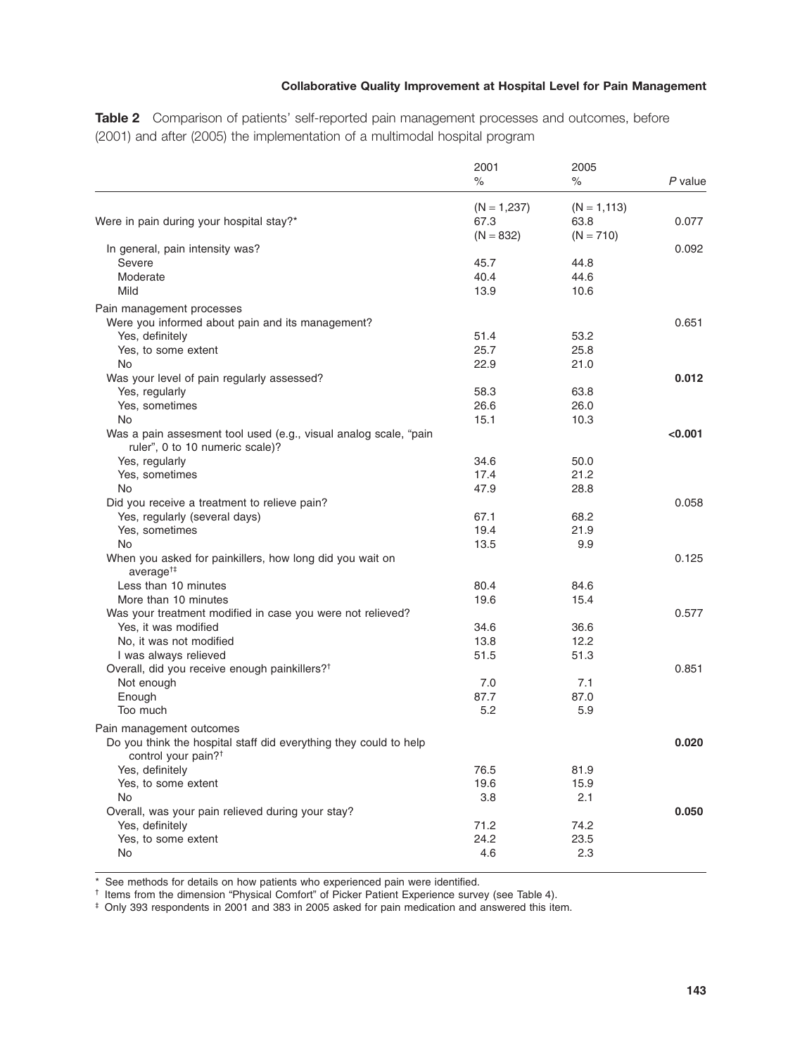**Table 2** Comparison of patients' self-reported pain management processes and outcomes, before (2001) and after (2005) the implementation of a multimodal hospital program

| | 2001 % | 2005 % | *P* value |
|---|---|---|---|
| | (N = 1,237) | (N = 1,113) | |
| Were in pain during your hospital stay?* | 67.3 | 63.8 | 0.077 |
| | (N = 832) | (N = 710) | |
| In general, pain intensity was? | | | 0.092 |
| Severe | 45.7 | 44.8 | |
| Moderate | 40.4 | 44.6 | |
| Mild | 13.9 | 10.6 | |
| Pain management processes | | | |
| Were you informed about pain and its management? | | | 0.651 |
| Yes, definitely | 51.4 | 53.2 | |
| Yes, to some extent | 25.7 | 25.8 | |
| No | 22.9 | 21.0 | |
| Was your level of pain regularly assessed? | | | **0.012** |
| Yes, regularly | 58.3 | 63.8 | |
| Yes, sometimes | 26.6 | 26.0 | |
| No | 15.1 | 10.3 | |
| Was a pain assesment tool used (e.g., visual analog scale, "pain ruler", 0 to 10 numeric scale)? | | | **<0.001** |
| Yes, regularly | 34.6 | 50.0 | |
| Yes, sometimes | 17.4 | 21.2 | |
| No | 47.9 | 28.8 | |
| Did you receive a treatment to relieve pain? | | | 0.058 |
| Yes, regularly (several days) | 67.1 | 68.2 | |
| Yes, sometimes | 19.4 | 21.9 | |
| No | 13.5 | 9.9 | |
| When you asked for painkillers, how long did you wait on average[†‡] | | | 0.125 |
| Less than 10 minutes | 80.4 | 84.6 | |
| More than 10 minutes | 19.6 | 15.4 | |
| Was your treatment modified in case you were not relieved? | | | 0.577 |
| Yes, it was modified | 34.6 | 36.6 | |
| No, it was not modified | 13.8 | 12.2 | |
| I was always relieved | 51.5 | 51.3 | |
| Overall, did you receive enough painkillers?[†] | | | 0.851 |
| Not enough | 7.0 | 7.1 | |
| Enough | 87.7 | 87.0 | |
| Too much | 5.2 | 5.9 | |
| Pain management outcomes | | | |
| Do you think the hospital staff did everything they could to help control your pain?[†] | | | **0.020** |
| Yes, definitely | 76.5 | 81.9 | |
| Yes, to some extent | 19.6 | 15.9 | |
| No | 3.8 | 2.1 | |
| Overall, was your pain relieved during your stay? | | | **0.050** |
| Yes, definitely | 71.2 | 74.2 | |
| Yes, to some extent | 24.2 | 23.5 | |
| No | 4.6 | 2.3 | |

\* See methods for details on how patients who experienced pain were identified.

[†] Items from the dimension "Physical Comfort" of Picker Patient Experience survey (see Table 4).

[‡] Only 393 respondents in 2001 and 383 in 2005 asked for pain medication and answered this item.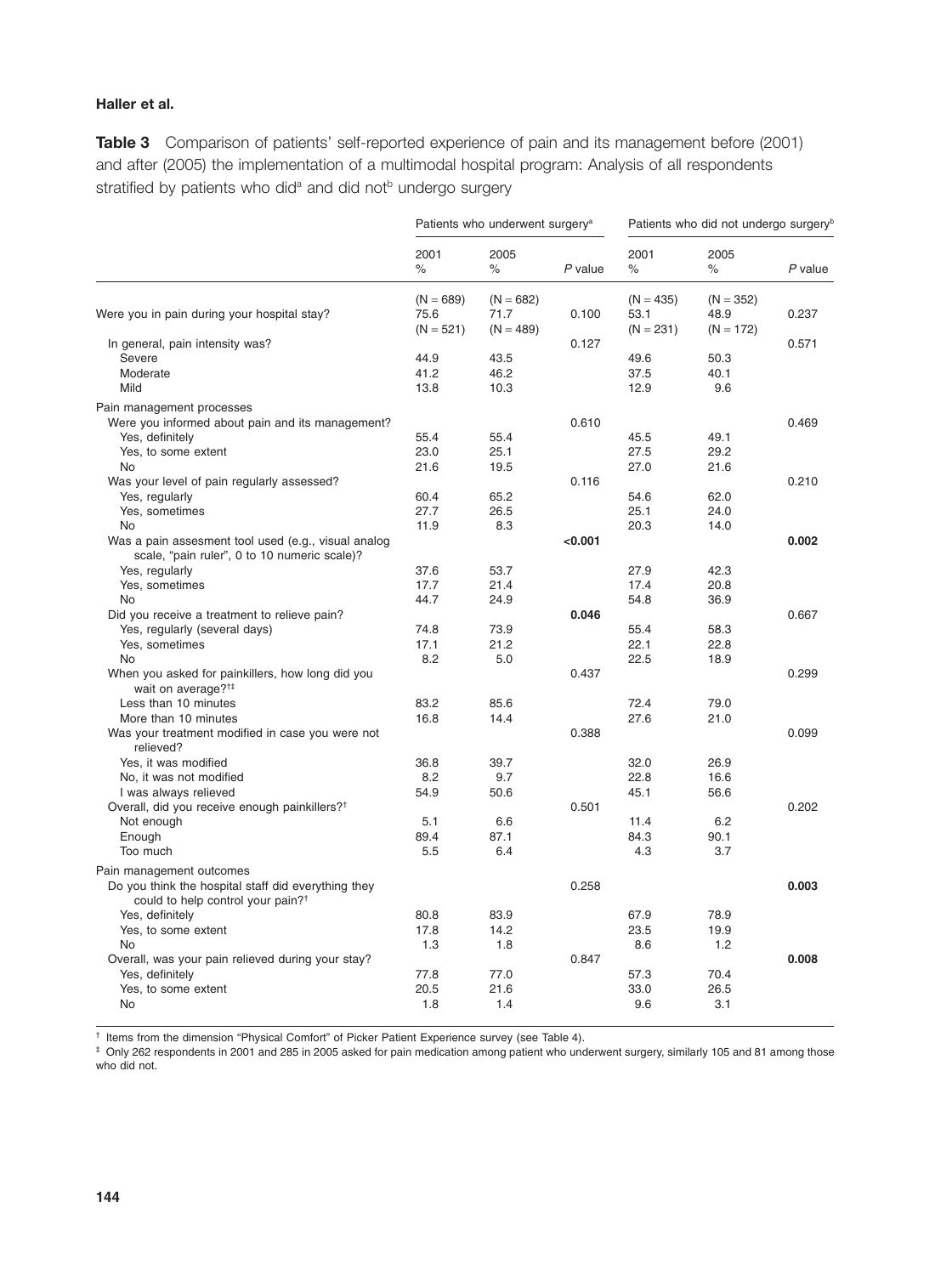**Table 3** Comparison of patients' self-reported experience of pain and its management before (2001) and after (2005) the implementation of a multimodal hospital program: Analysis of all respondents stratified by patients who did[a] and did not[b] undergo surgery

| | Patients who underwent surgery[a] | | | Patients who did not undergo surgery[b] | | |
|---|---|---|---|---|---|---|
| | 2001 % | 2005 % | *P* value | 2001 % | 2005 % | *P* value |
| | (N = 689) | (N = 682) | | (N = 435) | (N = 352) | |
| Were you in pain during your hospital stay? | 75.6 | 71.7 | 0.100 | 53.1 | 48.9 | 0.237 |
| | (N = 521) | (N = 489) | | (N = 231) | (N = 172) | |
| In general, pain intensity was? | | | 0.127 | | | 0.571 |
| Severe | 44.9 | 43.5 | | 49.6 | 50.3 | |
| Moderate | 41.2 | 46.2 | | 37.5 | 40.1 | |
| Mild | 13.8 | 10.3 | | 12.9 | 9.6 | |
| Pain management processes | | | | | | |
| Were you informed about pain and its management? | | | 0.610 | | | 0.469 |
| Yes, definitely | 55.4 | 55.4 | | 45.5 | 49.1 | |
| Yes, to some extent | 23.0 | 25.1 | | 27.5 | 29.2 | |
| No | 21.6 | 19.5 | | 27.0 | 21.6 | |
| Was your level of pain regularly assessed? | | | 0.116 | | | 0.210 |
| Yes, regularly | 60.4 | 65.2 | | 54.6 | 62.0 | |
| Yes, sometimes | 27.7 | 26.5 | | 25.1 | 24.0 | |
| No | 11.9 | 8.3 | | 20.3 | 14.0 | |
| Was a pain assesment tool used (e.g., visual analog scale, "pain ruler", 0 to 10 numeric scale)? | | | **<0.001** | | | **0.002** |
| Yes, regularly | 37.6 | 53.7 | | 27.9 | 42.3 | |
| Yes, sometimes | 17.7 | 21.4 | | 17.4 | 20.8 | |
| No | 44.7 | 24.9 | | 54.8 | 36.9 | |
| Did you receive a treatment to relieve pain? | | | **0.046** | | | 0.667 |
| Yes, regularly (several days) | 74.8 | 73.9 | | 55.4 | 58.3 | |
| Yes, sometimes | 17.1 | 21.2 | | 22.1 | 22.8 | |
| No | 8.2 | 5.0 | | 22.5 | 18.9 | |
| When you asked for painkillers, how long did you wait on average?[†‡] | | | 0.437 | | | 0.299 |
| Less than 10 minutes | 83.2 | 85.6 | | 72.4 | 79.0 | |
| More than 10 minutes | 16.8 | 14.4 | | 27.6 | 21.0 | |
| Was your treatment modified in case you were not relieved? | | | 0.388 | | | 0.099 |
| Yes, it was modified | 36.8 | 39.7 | | 32.0 | 26.9 | |
| No, it was not modified | 8.2 | 9.7 | | 22.8 | 16.6 | |
| I was always relieved | 54.9 | 50.6 | | 45.1 | 56.6 | |
| Overall, did you receive enough painkillers?[†] | | | 0.501 | | | 0.202 |
| Not enough | 5.1 | 6.6 | | 11.4 | 6.2 | |
| Enough | 89.4 | 87.1 | | 84.3 | 90.1 | |
| Too much | 5.5 | 6.4 | | 4.3 | 3.7 | |
| Pain management outcomes | | | | | | |
| Do you think the hospital staff did everything they could to help control your pain?[†] | | | 0.258 | | | **0.003** |
| Yes, definitely | 80.8 | 83.9 | | 67.9 | 78.9 | |
| Yes, to some extent | 17.8 | 14.2 | | 23.5 | 19.9 | |
| No | 1.3 | 1.8 | | 8.6 | 1.2 | |
| Overall, was your pain relieved during your stay? | | | 0.847 | | | **0.008** |
| Yes, definitely | 77.8 | 77.0 | | 57.3 | 70.4 | |
| Yes, to some extent | 20.5 | 21.6 | | 33.0 | 26.5 | |
| No | 1.8 | 1.4 | | 9.6 | 3.1 | |

[†] Items from the dimension "Physical Comfort" of Picker Patient Experience survey (see Table 4).

[‡] Only 262 respondents in 2001 and 285 in 2005 asked for pain medication among patient who underwent surgery, similarly 105 and 81 among those who did not.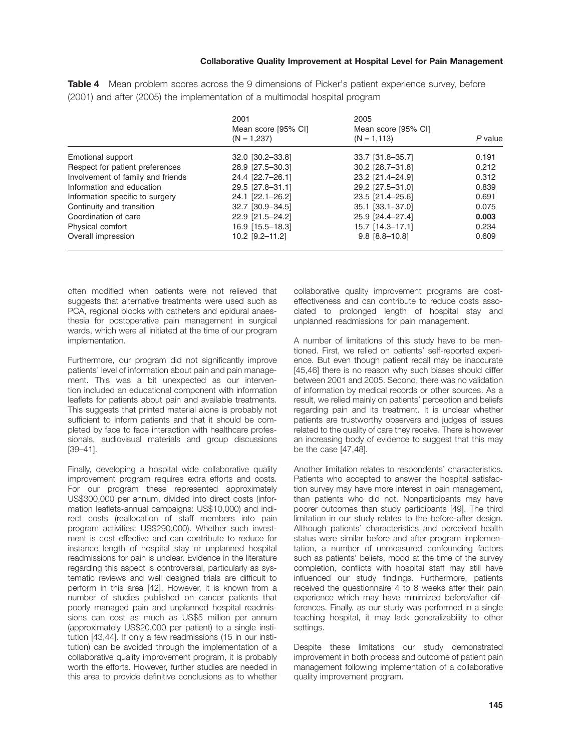**Table 4** Mean problem scores across the 9 dimensions of Picker's patient experience survey, before (2001) and after (2005) the implementation of a multimodal hospital program

| | 2001<br>Mean score [95% CI]<br>(N = 1,237) | 2005<br>Mean score [95% CI]<br>(N = 1,113) | *P* value |
|---|---|---|---|
| Emotional support | 32.0 [30.2–33.8] | 33.7 [31.8–35.7] | 0.191 |
| Respect for patient preferences | 28.9 [27.5–30.3] | 30.2 [28.7–31.8] | 0.212 |
| Involvement of family and friends | 24.4 [22.7–26.1] | 23.2 [21.4–24.9] | 0.312 |
| Information and education | 29.5 [27.8–31.1] | 29.2 [27.5–31.0] | 0.839 |
| Information specific to surgery | 24.1 [22.1–26.2] | 23.5 [21.4–25.6] | 0.691 |
| Continuity and transition | 32.7 [30.9–34.5] | 35.1 [33.1–37.0] | 0.075 |
| Coordination of care | 22.9 [21.5–24.2] | 25.9 [24.4–27.4] | **0.003** |
| Physical comfort | 16.9 [15.5–18.3] | 15.7 [14.3–17.1] | 0.234 |
| Overall impression | 10.2 [9.2–11.2] | 9.8 [8.8–10.8] | 0.609 |

often modified when patients were not relieved that suggests that alternative treatments were used such as PCA, regional blocks with catheters and epidural anaesthesia for postoperative pain management in surgical wards, which were all initiated at the time of our program implementation.

Furthermore, our program did not significantly improve patients' level of information about pain and pain management. This was a bit unexpected as our intervention included an educational component with information leaflets for patients about pain and available treatments. This suggests that printed material alone is probably not sufficient to inform patients and that it should be completed by face to face interaction with healthcare professionals, audiovisual materials and group discussions [39–41].

Finally, developing a hospital wide collaborative quality improvement program requires extra efforts and costs. For our program these represented approximately US$300,000 per annum, divided into direct costs (information leaflets-annual campaigns: US$10,000) and indirect costs (reallocation of staff members into pain program activities: US$290,000). Whether such investment is cost effective and can contribute to reduce for instance length of hospital stay or unplanned hospital readmissions for pain is unclear. Evidence in the literature regarding this aspect is controversial, particularly as systematic reviews and well designed trials are difficult to perform in this area [42]. However, it is known from a number of studies published on cancer patients that poorly managed pain and unplanned hospital readmissions can cost as much as US$5 million per annum (approximately US$20,000 per patient) to a single institution [43,44]. If only a few readmissions (15 in our institution) can be avoided through the implementation of a collaborative quality improvement program, it is probably worth the efforts. However, further studies are needed in this area to provide definitive conclusions as to whether collaborative quality improvement programs are cost-effectiveness and can contribute to reduce costs associated to prolonged length of hospital stay and unplanned readmissions for pain management.

A number of limitations of this study have to be mentioned. First, we relied on patients' self-reported experience. But even though patient recall may be inaccurate [45,46] there is no reason why such biases should differ between 2001 and 2005. Second, there was no validation of information by medical records or other sources. As a result, we relied mainly on patients' perception and beliefs regarding pain and its treatment. It is unclear whether patients are trustworthy observers and judges of issues related to the quality of care they receive. There is however an increasing body of evidence to suggest that this may be the case [47,48].

Another limitation relates to respondents' characteristics. Patients who accepted to answer the hospital satisfaction survey may have more interest in pain management, than patients who did not. Nonparticipants may have poorer outcomes than study participants [49]. The third limitation in our study relates to the before-after design. Although patients' characteristics and perceived health status were similar before and after program implementation, a number of unmeasured confounding factors such as patients' beliefs, mood at the time of the survey completion, conflicts with hospital staff may still have influenced our study findings. Furthermore, patients received the questionnaire 4 to 8 weeks after their pain experience which may have minimized before/after differences. Finally, as our study was performed in a single teaching hospital, it may lack generalizability to other settings.

Despite these limitations our study demonstrated improvement in both process and outcome of patient pain management following implementation of a collaborative quality improvement program.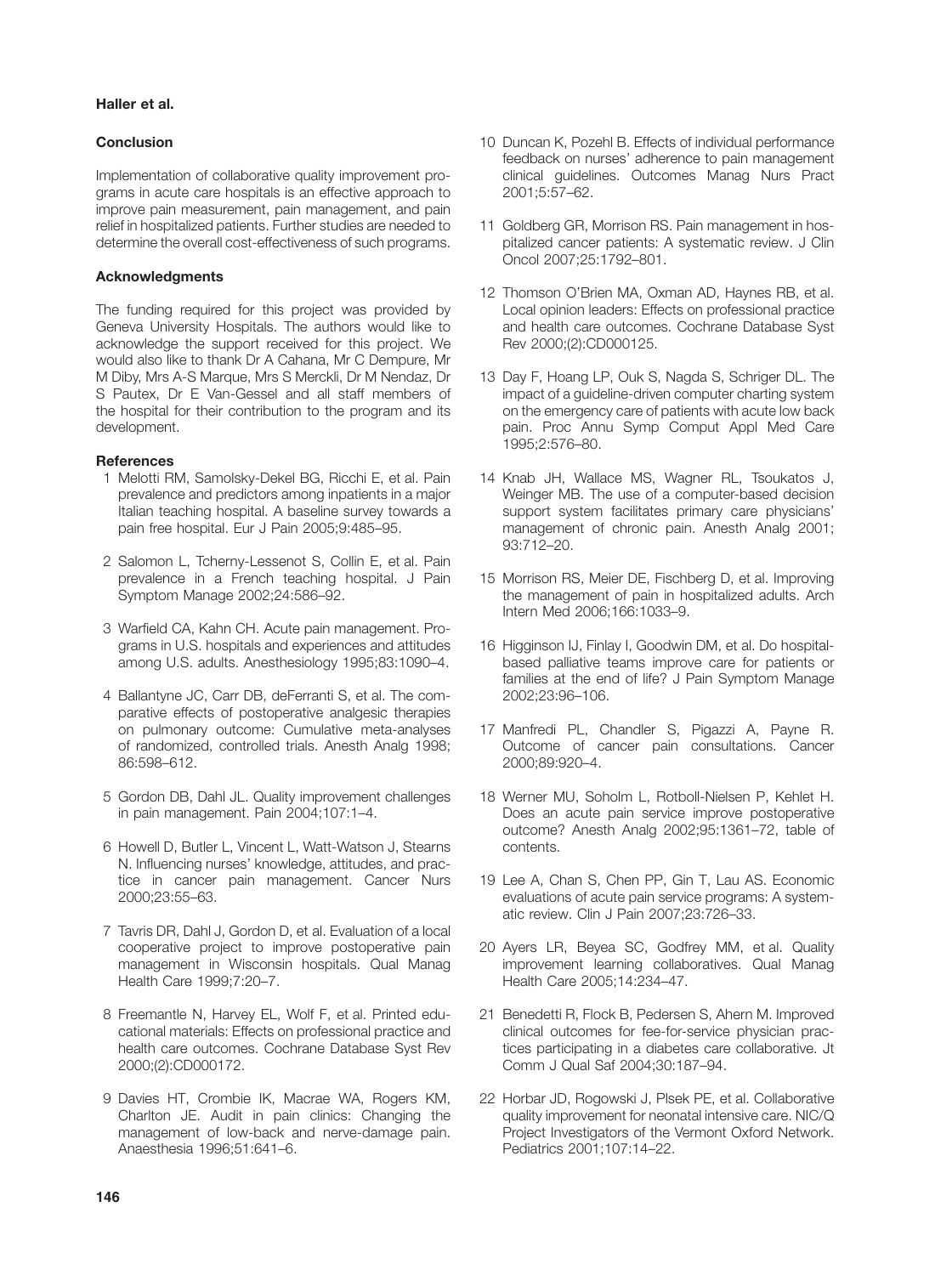## Conclusion

Implementation of collaborative quality improvement programs in acute care hospitals is an effective approach to improve pain measurement, pain management, and pain relief in hospitalized patients. Further studies are needed to determine the overall cost-effectiveness of such programs.

## Acknowledgments

The funding required for this project was provided by Geneva University Hospitals. The authors would like to acknowledge the support received for this project. We would also like to thank Dr A Cahana, Mr C Dempure, Mr M Diby, Mrs A-S Marque, Mrs S Merckli, Dr M Nendaz, Dr S Pautex, Dr E Van-Gessel and all staff members of the hospital for their contribution to the program and its development.

## References

1. Melotti RM, Samolsky-Dekel BG, Ricchi E, et al. Pain prevalence and predictors among inpatients in a major Italian teaching hospital. A baseline survey towards a pain free hospital. Eur J Pain 2005;9:485–95.
2. Salomon L, Tcherny-Lessenot S, Collin E, et al. Pain prevalence in a French teaching hospital. J Pain Symptom Manage 2002;24:586–92.
3. Warfield CA, Kahn CH. Acute pain management. Programs in U.S. hospitals and experiences and attitudes among U.S. adults. Anesthesiology 1995;83:1090–4.
4. Ballantyne JC, Carr DB, deFerranti S, et al. The comparative effects of postoperative analgesic therapies on pulmonary outcome: Cumulative meta-analyses of randomized, controlled trials. Anesth Analg 1998; 86:598–612.
5. Gordon DB, Dahl JL. Quality improvement challenges in pain management. Pain 2004;107:1–4.
6. Howell D, Butler L, Vincent L, Watt-Watson J, Stearns N. Influencing nurses' knowledge, attitudes, and practice in cancer pain management. Cancer Nurs 2000;23:55–63.
7. Tavris DR, Dahl J, Gordon D, et al. Evaluation of a local cooperative project to improve postoperative pain management in Wisconsin hospitals. Qual Manag Health Care 1999;7:20–7.
8. Freemantle N, Harvey EL, Wolf F, et al. Printed educational materials: Effects on professional practice and health care outcomes. Cochrane Database Syst Rev 2000;(2):CD000172.
9. Davies HT, Crombie IK, Macrae WA, Rogers KM, Charlton JE. Audit in pain clinics: Changing the management of low-back and nerve-damage pain. Anaesthesia 1996;51:641–6.
10. Duncan K, Pozehl B. Effects of individual performance feedback on nurses' adherence to pain management clinical guidelines. Outcomes Manag Nurs Pract 2001;5:57–62.
11. Goldberg GR, Morrison RS. Pain management in hospitalized cancer patients: A systematic review. J Clin Oncol 2007;25:1792–801.
12. Thomson O'Brien MA, Oxman AD, Haynes RB, et al. Local opinion leaders: Effects on professional practice and health care outcomes. Cochrane Database Syst Rev 2000;(2):CD000125.
13. Day F, Hoang LP, Ouk S, Nagda S, Schriger DL. The impact of a guideline-driven computer charting system on the emergency care of patients with acute low back pain. Proc Annu Symp Comput Appl Med Care 1995;2:576–80.
14. Knab JH, Wallace MS, Wagner RL, Tsoukatos J, Weinger MB. The use of a computer-based decision support system facilitates primary care physicians' management of chronic pain. Anesth Analg 2001; 93:712–20.
15. Morrison RS, Meier DE, Fischberg D, et al. Improving the management of pain in hospitalized adults. Arch Intern Med 2006;166:1033–9.
16. Higginson IJ, Finlay I, Goodwin DM, et al. Do hospital-based palliative teams improve care for patients or families at the end of life? J Pain Symptom Manage 2002;23:96–106.
17. Manfredi PL, Chandler S, Pigazzi A, Payne R. Outcome of cancer pain consultations. Cancer 2000;89:920–4.
18. Werner MU, Soholm L, Rotboll-Nielsen P, Kehlet H. Does an acute pain service improve postoperative outcome? Anesth Analg 2002;95:1361–72, table of contents.
19. Lee A, Chan S, Chen PP, Gin T, Lau AS. Economic evaluations of acute pain service programs: A systematic review. Clin J Pain 2007;23:726–33.
20. Ayers LR, Beyea SC, Godfrey MM, et al. Quality improvement learning collaboratives. Qual Manag Health Care 2005;14:234–47.
21. Benedetti R, Flock B, Pedersen S, Ahern M. Improved clinical outcomes for fee-for-service physician practices participating in a diabetes care collaborative. Jt Comm J Qual Saf 2004;30:187–94.
22. Horbar JD, Rogowski J, Plsek PE, et al. Collaborative quality improvement for neonatal intensive care. NIC/Q Project Investigators of the Vermont Oxford Network. Pediatrics 2001;107:14–22.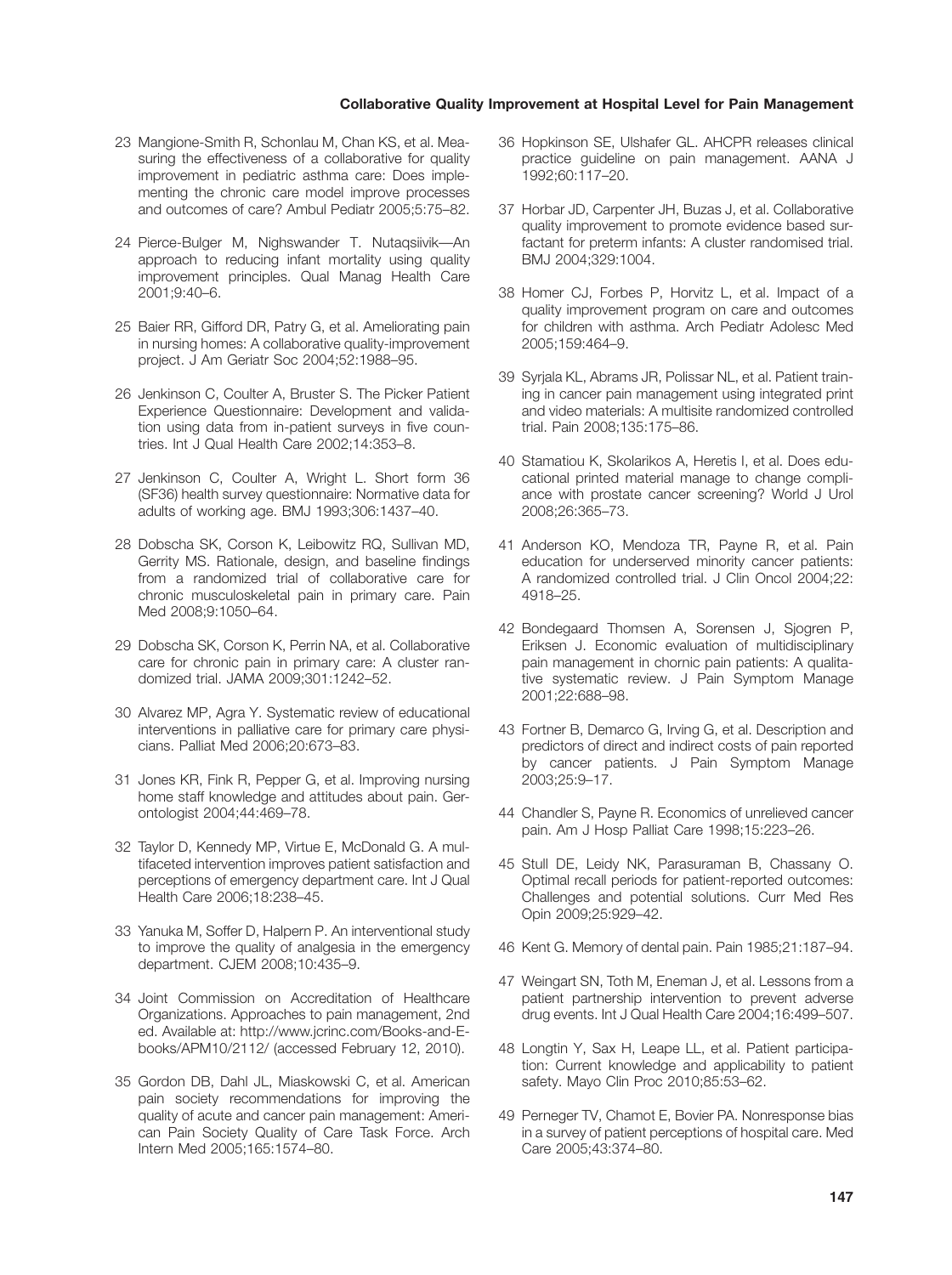23 Mangione-Smith R, Schonlau M, Chan KS, et al. Measuring the effectiveness of a collaborative for quality improvement in pediatric asthma care: Does implementing the chronic care model improve processes and outcomes of care? Ambul Pediatr 2005;5:75–82.

24 Pierce-Bulger M, Nighswander T. Nutaqsiivik—An approach to reducing infant mortality using quality improvement principles. Qual Manag Health Care 2001;9:40–6.

25 Baier RR, Gifford DR, Patry G, et al. Ameliorating pain in nursing homes: A collaborative quality-improvement project. J Am Geriatr Soc 2004;52:1988–95.

26 Jenkinson C, Coulter A, Bruster S. The Picker Patient Experience Questionnaire: Development and validation using data from in-patient surveys in five countries. Int J Qual Health Care 2002;14:353–8.

27 Jenkinson C, Coulter A, Wright L. Short form 36 (SF36) health survey questionnaire: Normative data for adults of working age. BMJ 1993;306:1437–40.

28 Dobscha SK, Corson K, Leibowitz RQ, Sullivan MD, Gerrity MS. Rationale, design, and baseline findings from a randomized trial of collaborative care for chronic musculoskeletal pain in primary care. Pain Med 2008;9:1050–64.

29 Dobscha SK, Corson K, Perrin NA, et al. Collaborative care for chronic pain in primary care: A cluster randomized trial. JAMA 2009;301:1242–52.

30 Alvarez MP, Agra Y. Systematic review of educational interventions in palliative care for primary care physicians. Palliat Med 2006;20:673–83.

31 Jones KR, Fink R, Pepper G, et al. Improving nursing home staff knowledge and attitudes about pain. Gerontologist 2004;44:469–78.

32 Taylor D, Kennedy MP, Virtue E, McDonald G. A multifaceted intervention improves patient satisfaction and perceptions of emergency department care. Int J Qual Health Care 2006;18:238–45.

33 Yanuka M, Soffer D, Halpern P. An interventional study to improve the quality of analgesia in the emergency department. CJEM 2008;10:435–9.

34 Joint Commission on Accreditation of Healthcare Organizations. Approaches to pain management, 2nd ed. Available at: http://www.jcrinc.com/Books-and-E-books/APM10/2112/ (accessed February 12, 2010).

35 Gordon DB, Dahl JL, Miaskowski C, et al. American pain society recommendations for improving the quality of acute and cancer pain management: American Pain Society Quality of Care Task Force. Arch Intern Med 2005;165:1574–80.

36 Hopkinson SE, Ulshafer GL. AHCPR releases clinical practice guideline on pain management. AANA J 1992;60:117–20.

37 Horbar JD, Carpenter JH, Buzas J, et al. Collaborative quality improvement to promote evidence based surfactant for preterm infants: A cluster randomised trial. BMJ 2004;329:1004.

38 Homer CJ, Forbes P, Horvitz L, et al. Impact of a quality improvement program on care and outcomes for children with asthma. Arch Pediatr Adolesc Med 2005;159:464–9.

39 Syrjala KL, Abrams JR, Polissar NL, et al. Patient training in cancer pain management using integrated print and video materials: A multisite randomized controlled trial. Pain 2008;135:175–86.

40 Stamatiou K, Skolarikos A, Heretis I, et al. Does educational printed material manage to change compliance with prostate cancer screening? World J Urol 2008;26:365–73.

41 Anderson KO, Mendoza TR, Payne R, et al. Pain education for underserved minority cancer patients: A randomized controlled trial. J Clin Oncol 2004;22: 4918–25.

42 Bondegaard Thomsen A, Sorensen J, Sjogren P, Eriksen J. Economic evaluation of multidisciplinary pain management in chornic pain patients: A qualitative systematic review. J Pain Symptom Manage 2001;22:688–98.

43 Fortner B, Demarco G, Irving G, et al. Description and predictors of direct and indirect costs of pain reported by cancer patients. J Pain Symptom Manage 2003;25:9–17.

44 Chandler S, Payne R. Economics of unrelieved cancer pain. Am J Hosp Palliat Care 1998;15:223–26.

45 Stull DE, Leidy NK, Parasuraman B, Chassany O. Optimal recall periods for patient-reported outcomes: Challenges and potential solutions. Curr Med Res Opin 2009;25:929–42.

46 Kent G. Memory of dental pain. Pain 1985;21:187–94.

47 Weingart SN, Toth M, Eneman J, et al. Lessons from a patient partnership intervention to prevent adverse drug events. Int J Qual Health Care 2004;16:499–507.

48 Longtin Y, Sax H, Leape LL, et al. Patient participation: Current knowledge and applicability to patient safety. Mayo Clin Proc 2010;85:53–62.

49 Perneger TV, Chamot E, Bovier PA. Nonresponse bias in a survey of patient perceptions of hospital care. Med Care 2005;43:374–80.